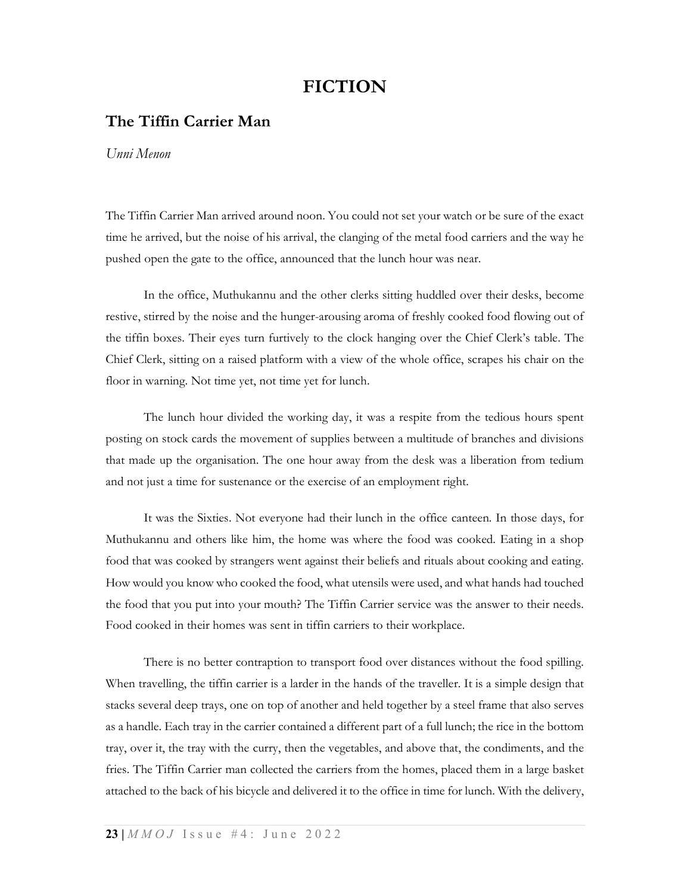# FICTION

## The Tiffin Carrier Man

*Unni Menon*

The Tiffin Carrier Man arrived around noon. You could not set your watch or be sure of the exact time he arrived, but the noise of his arrival, the clanging of the metal food carriers and the way he pushed open the gate to the office, announced that the lunch hour was near.

In the office, Muthukannu and the other clerks sitting huddled over their desks, become restive, stirred by the noise and the hunger-arousing aroma of freshly cooked food flowing out of the tiffin boxes. Their eyes turn furtively to the clock hanging over the Chief Clerk's table. The Chief Clerk, sitting on a raised platform with a view of the whole office, scrapes his chair on the floor in warning. Not time yet, not time yet for lunch.

The lunch hour divided the working day, it was a respite from the tedious hours spent posting on stock cards the movement of supplies between a multitude of branches and divisions that made up the organisation. The one hour away from the desk was a liberation from tedium and not just a time for sustenance or the exercise of an employment right.

It was the Sixties. Not everyone had their lunch in the office canteen. In those days, for Muthukannu and others like him, the home was where the food was cooked. Eating in a shop food that was cooked by strangers went against their beliefs and rituals about cooking and eating. How would you know who cooked the food, what utensils were used, and what hands had touched the food that you put into your mouth? The Tiffin Carrier service was the answer to their needs. Food cooked in their homes was sent in tiffin carriers to their workplace.

There is no better contraption to transport food over distances without the food spilling. When travelling, the tiffin carrier is a larder in the hands of the traveller. It is a simple design that stacks several deep trays, one on top of another and held together by a steel frame that also serves as a handle. Each tray in the carrier contained a different part of a full lunch; the rice in the bottom tray, over it, the tray with the curry, then the vegetables, and above that, the condiments, and the fries. The Tiffin Carrier man collected the carriers from the homes, placed them in a large basket attached to the back of his bicycle and delivered it to the office in time for lunch. With the delivery,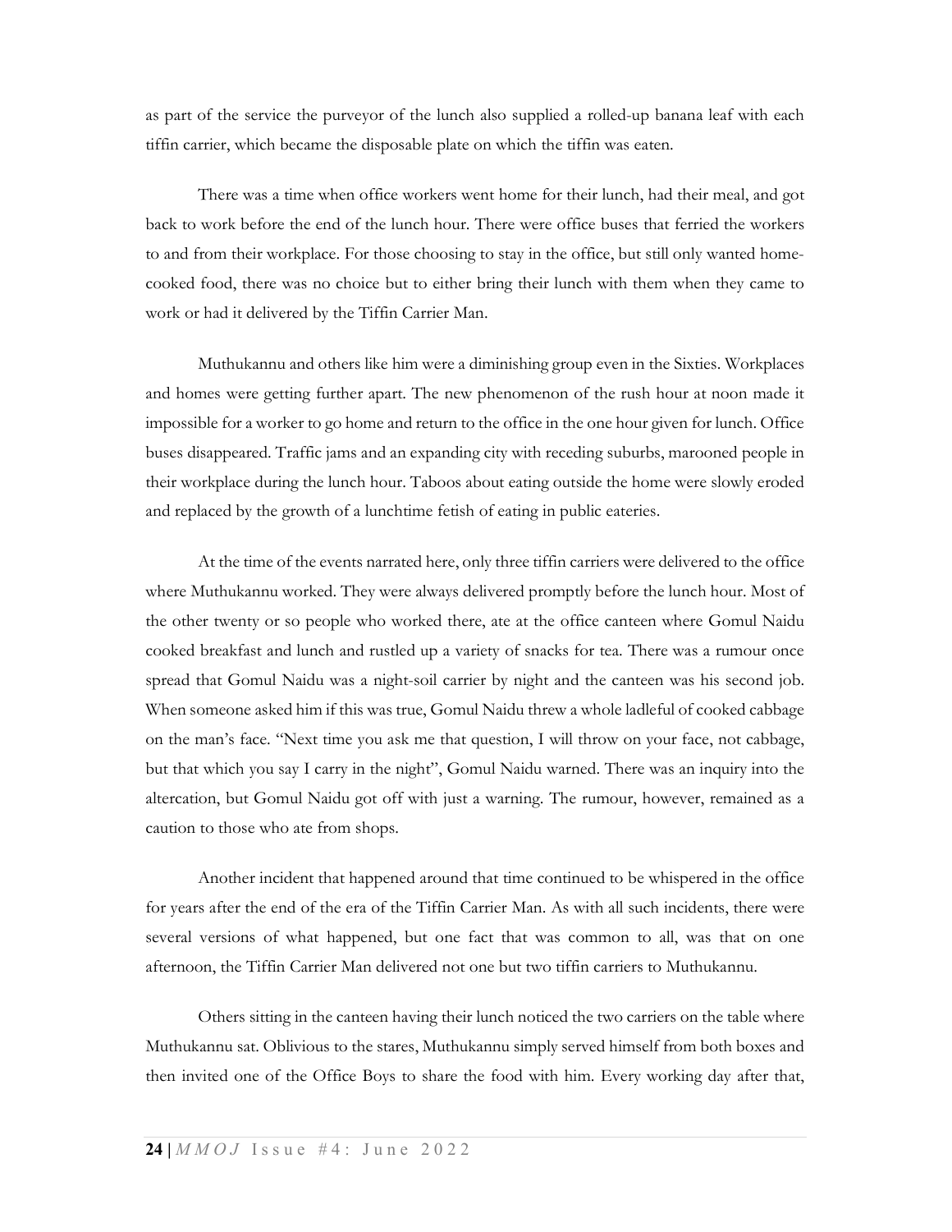as part of the service the purveyor of the lunch also supplied a rolled-up banana leaf with each tiffin carrier, which became the disposable plate on which the tiffin was eaten.

There was a time when office workers went home for their lunch, had their meal, and got back to work before the end of the lunch hour. There were office buses that ferried the workers to and from their workplace. For those choosing to stay in the office, but still only wanted home-cooked food, there was no choice but to either bring their lunch with them when they came to work or had it delivered by the Tiffin Carrier Man.

Muthukannu and others like him were a diminishing group even in the Sixties. Workplaces and homes were getting further apart. The new phenomenon of the rush hour at noon made it impossible for a worker to go home and return to the office in the one hour given for lunch. Office buses disappeared. Traffic jams and an expanding city with receding suburbs, marooned people in their workplace during the lunch hour. Taboos about eating outside the home were slowly eroded and replaced by the growth of a lunchtime fetish of eating in public eateries.

At the time of the events narrated here, only three tiffin carriers were delivered to the office where Muthukannu worked. They were always delivered promptly before the lunch hour. Most of the other twenty or so people who worked there, ate at the office canteen where Gomul Naidu cooked breakfast and lunch and rustled up a variety of snacks for tea. There was a rumour once spread that Gomul Naidu was a night-soil carrier by night and the canteen was his second job. When someone asked him if this was true, Gomul Naidu threw a whole ladleful of cooked cabbage on the man's face. "Next time you ask me that question, I will throw on your face, not cabbage, but that which you say I carry in the night", Gomul Naidu warned. There was an inquiry into the altercation, but Gomul Naidu got off with just a warning. The rumour, however, remained as a caution to those who ate from shops.

Another incident that happened around that time continued to be whispered in the office for years after the end of the era of the Tiffin Carrier Man. As with all such incidents, there were several versions of what happened, but one fact that was common to all, was that on one afternoon, the Tiffin Carrier Man delivered not one but two tiffin carriers to Muthukannu.

Others sitting in the canteen having their lunch noticed the two carriers on the table where Muthukannu sat. Oblivious to the stares, Muthukannu simply served himself from both boxes and then invited one of the Office Boys to share the food with him. Every working day after that,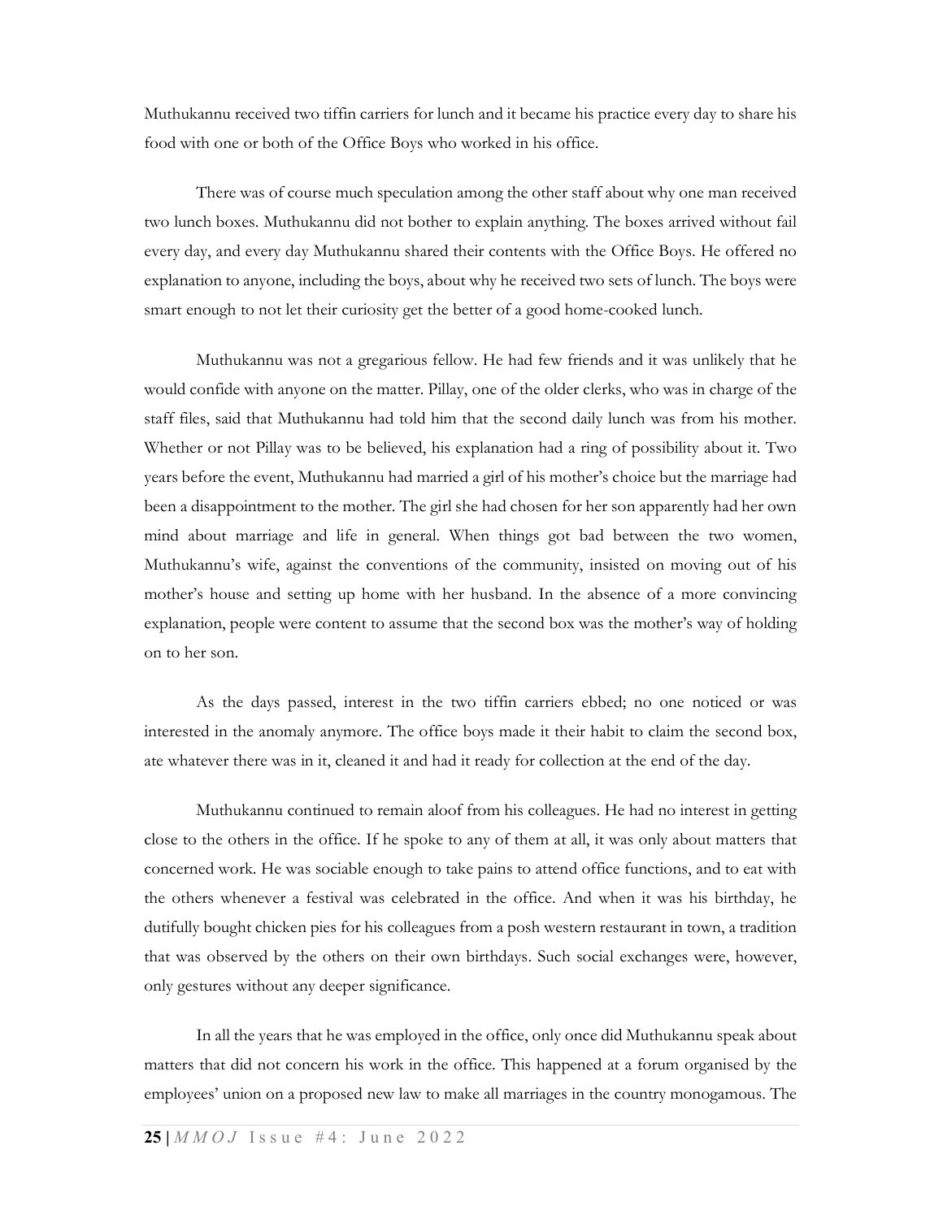Muthukannu received two tiffin carriers for lunch and it became his practice every day to share his food with one or both of the Office Boys who worked in his office.

There was of course much speculation among the other staff about why one man received two lunch boxes. Muthukannu did not bother to explain anything. The boxes arrived without fail every day, and every day Muthukannu shared their contents with the Office Boys. He offered no explanation to anyone, including the boys, about why he received two sets of lunch. The boys were smart enough to not let their curiosity get the better of a good home-cooked lunch.

Muthukannu was not a gregarious fellow. He had few friends and it was unlikely that he would confide with anyone on the matter. Pillay, one of the older clerks, who was in charge of the staff files, said that Muthukannu had told him that the second daily lunch was from his mother. Whether or not Pillay was to be believed, his explanation had a ring of possibility about it. Two years before the event, Muthukannu had married a girl of his mother's choice but the marriage had been a disappointment to the mother. The girl she had chosen for her son apparently had her own mind about marriage and life in general. When things got bad between the two women, Muthukannu's wife, against the conventions of the community, insisted on moving out of his mother's house and setting up home with her husband. In the absence of a more convincing explanation, people were content to assume that the second box was the mother's way of holding on to her son.

As the days passed, interest in the two tiffin carriers ebbed; no one noticed or was interested in the anomaly anymore. The office boys made it their habit to claim the second box, ate whatever there was in it, cleaned it and had it ready for collection at the end of the day.

Muthukannu continued to remain aloof from his colleagues. He had no interest in getting close to the others in the office. If he spoke to any of them at all, it was only about matters that concerned work. He was sociable enough to take pains to attend office functions, and to eat with the others whenever a festival was celebrated in the office. And when it was his birthday, he dutifully bought chicken pies for his colleagues from a posh western restaurant in town, a tradition that was observed by the others on their own birthdays. Such social exchanges were, however, only gestures without any deeper significance.

In all the years that he was employed in the office, only once did Muthukannu speak about matters that did not concern his work in the office. This happened at a forum organised by the employees' union on a proposed new law to make all marriages in the country monogamous. The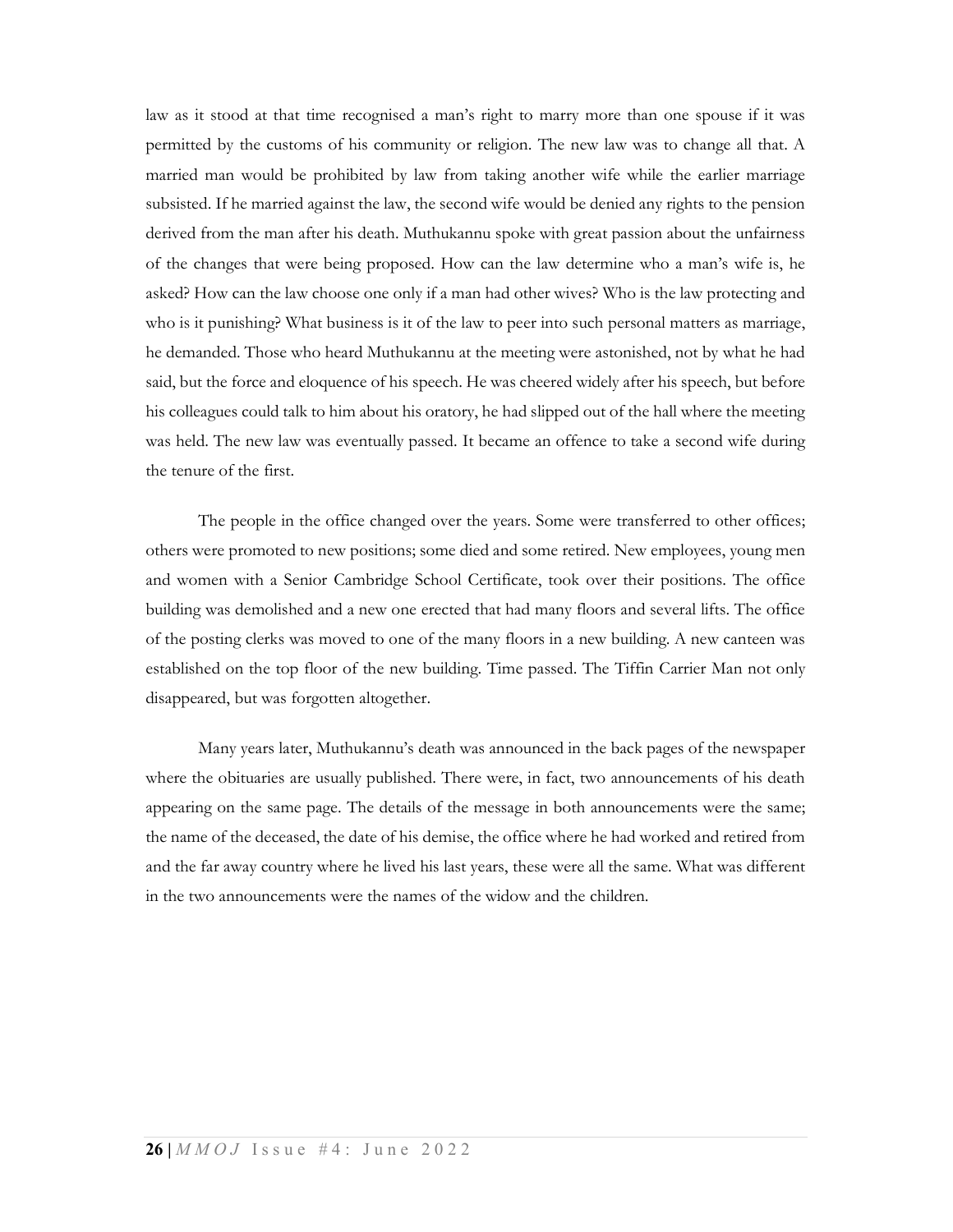law as it stood at that time recognised a man's right to marry more than one spouse if it was permitted by the customs of his community or religion. The new law was to change all that. A married man would be prohibited by law from taking another wife while the earlier marriage subsisted. If he married against the law, the second wife would be denied any rights to the pension derived from the man after his death. Muthukannu spoke with great passion about the unfairness of the changes that were being proposed. How can the law determine who a man's wife is, he asked? How can the law choose one only if a man had other wives? Who is the law protecting and who is it punishing? What business is it of the law to peer into such personal matters as marriage, he demanded. Those who heard Muthukannu at the meeting were astonished, not by what he had said, but the force and eloquence of his speech. He was cheered widely after his speech, but before his colleagues could talk to him about his oratory, he had slipped out of the hall where the meeting was held. The new law was eventually passed. It became an offence to take a second wife during the tenure of the first.

The people in the office changed over the years. Some were transferred to other offices; others were promoted to new positions; some died and some retired. New employees, young men and women with a Senior Cambridge School Certificate, took over their positions. The office building was demolished and a new one erected that had many floors and several lifts. The office of the posting clerks was moved to one of the many floors in a new building. A new canteen was established on the top floor of the new building. Time passed. The Tiffin Carrier Man not only disappeared, but was forgotten altogether.

Many years later, Muthukannu's death was announced in the back pages of the newspaper where the obituaries are usually published. There were, in fact, two announcements of his death appearing on the same page. The details of the message in both announcements were the same; the name of the deceased, the date of his demise, the office where he had worked and retired from and the far away country where he lived his last years, these were all the same. What was different in the two announcements were the names of the widow and the children.